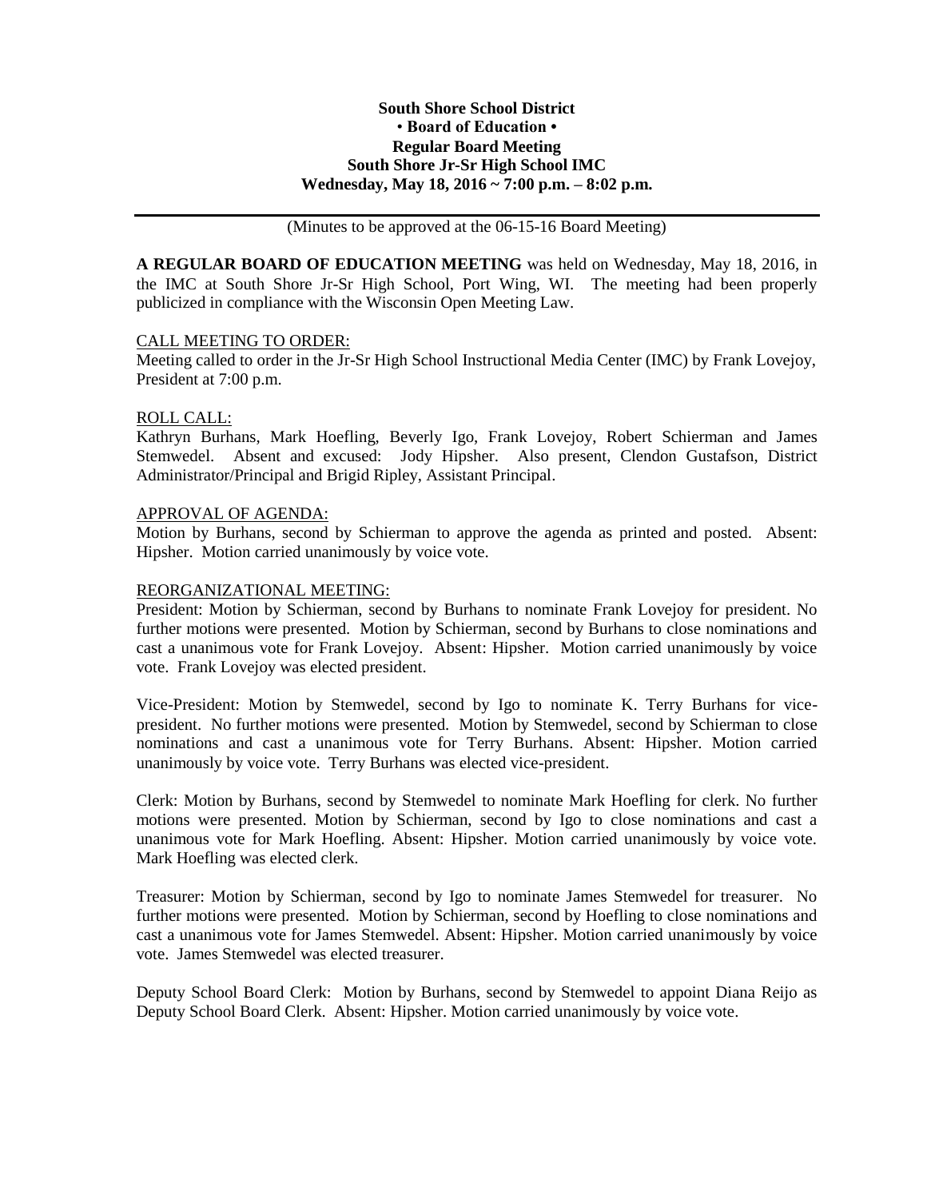**South Shore School District**
**• Board of Education •**
**Regular Board Meeting**
**South Shore Jr-Sr High School IMC**
**Wednesday, May 18, 2016 ~ 7:00 p.m. – 8:02 p.m.**

---

(Minutes to be approved at the 06-15-16 Board Meeting)

**A REGULAR BOARD OF EDUCATION MEETING** was held on Wednesday, May 18, 2016, in the IMC at South Shore Jr-Sr High School, Port Wing, WI. The meeting had been properly publicized in compliance with the Wisconsin Open Meeting Law.

CALL MEETING TO ORDER:
Meeting called to order in the Jr-Sr High School Instructional Media Center (IMC) by Frank Lovejoy, President at 7:00 p.m.

ROLL CALL:
Kathryn Burhans, Mark Hoefling, Beverly Igo, Frank Lovejoy, Robert Schierman and James Stemwedel. Absent and excused: Jody Hipsher. Also present, Clendon Gustafson, District Administrator/Principal and Brigid Ripley, Assistant Principal.

APPROVAL OF AGENDA:
Motion by Burhans, second by Schierman to approve the agenda as printed and posted. Absent: Hipsher. Motion carried unanimously by voice vote.

REORGANIZATIONAL MEETING:
President: Motion by Schierman, second by Burhans to nominate Frank Lovejoy for president. No further motions were presented. Motion by Schierman, second by Burhans to close nominations and cast a unanimous vote for Frank Lovejoy. Absent: Hipsher. Motion carried unanimously by voice vote. Frank Lovejoy was elected president.

Vice-President: Motion by Stemwedel, second by Igo to nominate K. Terry Burhans for vice-president. No further motions were presented. Motion by Stemwedel, second by Schierman to close nominations and cast a unanimous vote for Terry Burhans. Absent: Hipsher. Motion carried unanimously by voice vote. Terry Burhans was elected vice-president.

Clerk: Motion by Burhans, second by Stemwedel to nominate Mark Hoefling for clerk. No further motions were presented. Motion by Schierman, second by Igo to close nominations and cast a unanimous vote for Mark Hoefling. Absent: Hipsher. Motion carried unanimously by voice vote. Mark Hoefling was elected clerk.

Treasurer: Motion by Schierman, second by Igo to nominate James Stemwedel for treasurer. No further motions were presented. Motion by Schierman, second by Hoefling to close nominations and cast a unanimous vote for James Stemwedel. Absent: Hipsher. Motion carried unanimously by voice vote. James Stemwedel was elected treasurer.

Deputy School Board Clerk: Motion by Burhans, second by Stemwedel to appoint Diana Reijo as Deputy School Board Clerk. Absent: Hipsher. Motion carried unanimously by voice vote.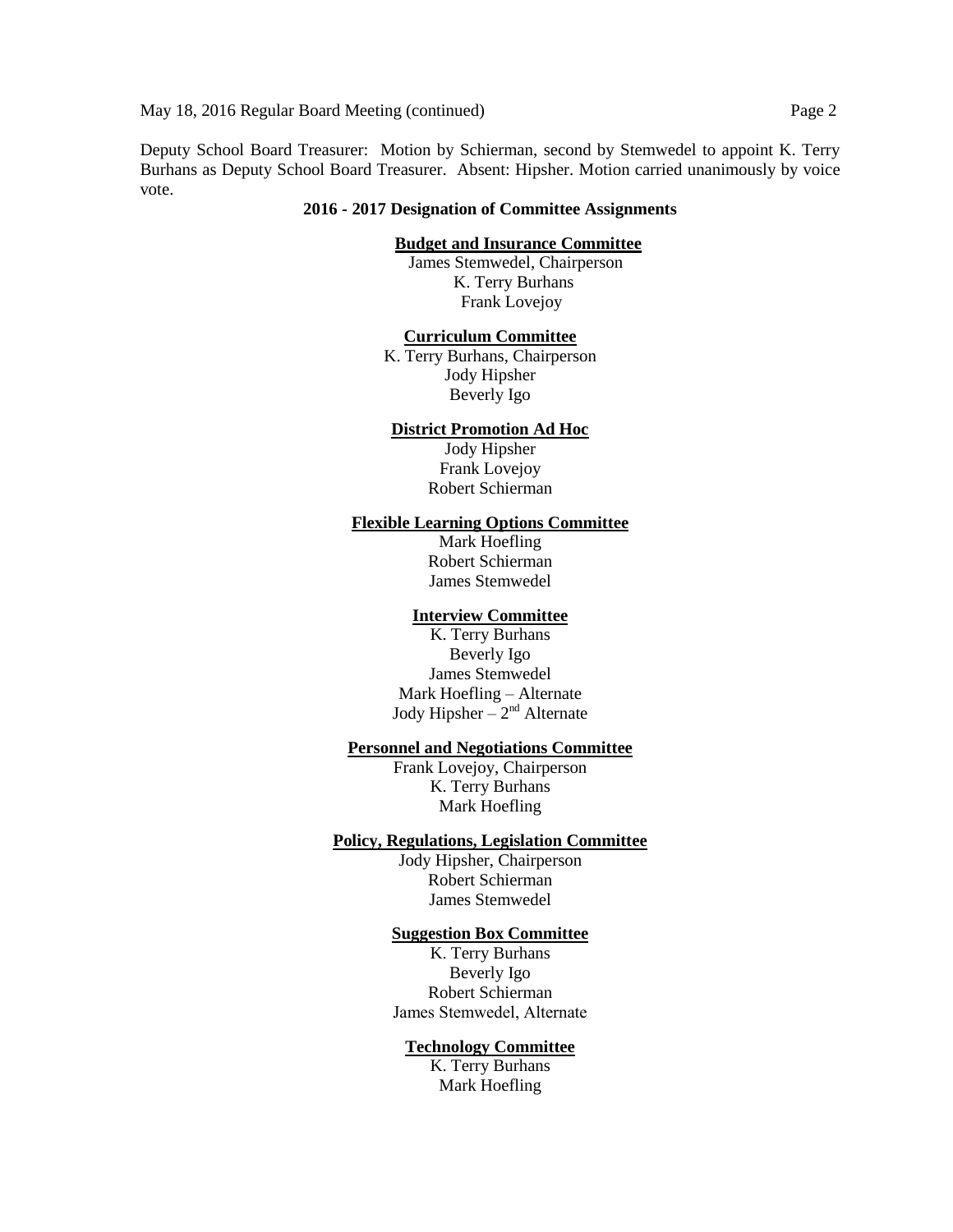Deputy School Board Treasurer: Motion by Schierman, second by Stemwedel to appoint K. Terry Burhans as Deputy School Board Treasurer. Absent: Hipsher. Motion carried unanimously by voice vote.

**2016 - 2017 Designation of Committee Assignments**

**Budget and Insurance Committee**

James Stemwedel, Chairperson
K. Terry Burhans
Frank Lovejoy

**Curriculum Committee**

K. Terry Burhans, Chairperson
Jody Hipsher
Beverly Igo

**District Promotion Ad Hoc**

Jody Hipsher
Frank Lovejoy
Robert Schierman

**Flexible Learning Options Committee**

Mark Hoefling
Robert Schierman
James Stemwedel

**Interview Committee**

K. Terry Burhans
Beverly Igo
James Stemwedel
Mark Hoefling – Alternate
Jody Hipsher – 2nd Alternate

**Personnel and Negotiations Committee**

Frank Lovejoy, Chairperson
K. Terry Burhans
Mark Hoefling

**Policy, Regulations, Legislation Committee**

Jody Hipsher, Chairperson
Robert Schierman
James Stemwedel

**Suggestion Box Committee**

K. Terry Burhans
Beverly Igo
Robert Schierman
James Stemwedel, Alternate

**Technology Committee**

K. Terry Burhans
Mark Hoefling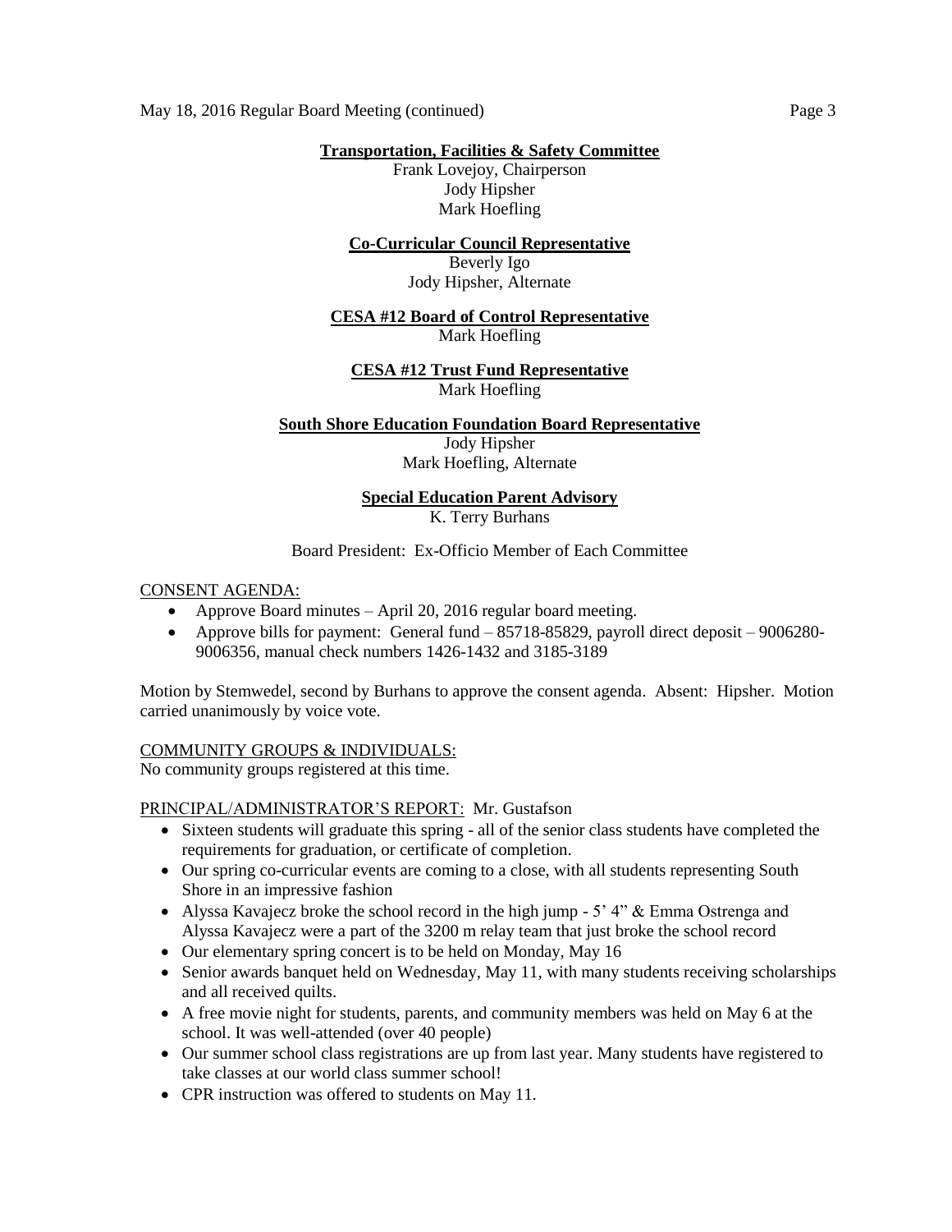**Transportation, Facilities & Safety Committee**
Frank Lovejoy, Chairperson
Jody Hipsher
Mark Hoefling

**Co-Curricular Council Representative**
Beverly Igo
Jody Hipsher, Alternate

**CESA #12 Board of Control Representative**
Mark Hoefling

**CESA #12 Trust Fund Representative**
Mark Hoefling

**South Shore Education Foundation Board Representative**
Jody Hipsher
Mark Hoefling, Alternate

**Special Education Parent Advisory**
K. Terry Burhans

Board President: Ex-Officio Member of Each Committee

CONSENT AGENDA:

- Approve Board minutes – April 20, 2016 regular board meeting.
- Approve bills for payment: General fund – 85718-85829, payroll direct deposit – 9006280-9006356, manual check numbers 1426-1432 and 3185-3189

Motion by Stemwedel, second by Burhans to approve the consent agenda. Absent: Hipsher. Motion carried unanimously by voice vote.

COMMUNITY GROUPS & INDIVIDUALS:
No community groups registered at this time.

PRINCIPAL/ADMINISTRATOR'S REPORT: Mr. Gustafson

- Sixteen students will graduate this spring - all of the senior class students have completed the requirements for graduation, or certificate of completion.
- Our spring co-curricular events are coming to a close, with all students representing South Shore in an impressive fashion
- Alyssa Kavajecz broke the school record in the high jump - 5' 4" & Emma Ostrenga and Alyssa Kavajecz were a part of the 3200 m relay team that just broke the school record
- Our elementary spring concert is to be held on Monday, May 16
- Senior awards banquet held on Wednesday, May 11, with many students receiving scholarships and all received quilts.
- A free movie night for students, parents, and community members was held on May 6 at the school. It was well-attended (over 40 people)
- Our summer school class registrations are up from last year. Many students have registered to take classes at our world class summer school!
- CPR instruction was offered to students on May 11.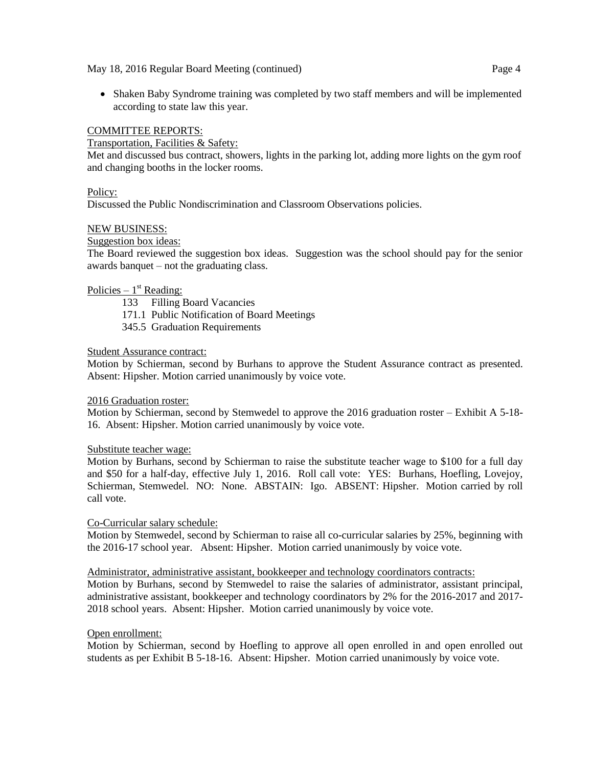- Shaken Baby Syndrome training was completed by two staff members and will be implemented according to state law this year.

COMMITTEE REPORTS:

Transportation, Facilities & Safety:

Met and discussed bus contract, showers, lights in the parking lot, adding more lights on the gym roof and changing booths in the locker rooms.

Policy:

Discussed the Public Nondiscrimination and Classroom Observations policies.

NEW BUSINESS:

Suggestion box ideas:

The Board reviewed the suggestion box ideas. Suggestion was the school should pay for the senior awards banquet – not the graduating class.

Policies – 1st Reading:

- 133 Filling Board Vacancies
- 171.1 Public Notification of Board Meetings
- 345.5 Graduation Requirements

Student Assurance contract:

Motion by Schierman, second by Burhans to approve the Student Assurance contract as presented. Absent: Hipsher. Motion carried unanimously by voice vote.

2016 Graduation roster:

Motion by Schierman, second by Stemwedel to approve the 2016 graduation roster – Exhibit A 5-18-16. Absent: Hipsher. Motion carried unanimously by voice vote.

Substitute teacher wage:

Motion by Burhans, second by Schierman to raise the substitute teacher wage to $100 for a full day and $50 for a half-day, effective July 1, 2016. Roll call vote: YES: Burhans, Hoefling, Lovejoy, Schierman, Stemwedel. NO: None. ABSTAIN: Igo. ABSENT: Hipsher. Motion carried by roll call vote.

Co-Curricular salary schedule:

Motion by Stemwedel, second by Schierman to raise all co-curricular salaries by 25%, beginning with the 2016-17 school year. Absent: Hipsher. Motion carried unanimously by voice vote.

Administrator, administrative assistant, bookkeeper and technology coordinators contracts:

Motion by Burhans, second by Stemwedel to raise the salaries of administrator, assistant principal, administrative assistant, bookkeeper and technology coordinators by 2% for the 2016-2017 and 2017-2018 school years. Absent: Hipsher. Motion carried unanimously by voice vote.

Open enrollment:

Motion by Schierman, second by Hoefling to approve all open enrolled in and open enrolled out students as per Exhibit B 5-18-16. Absent: Hipsher. Motion carried unanimously by voice vote.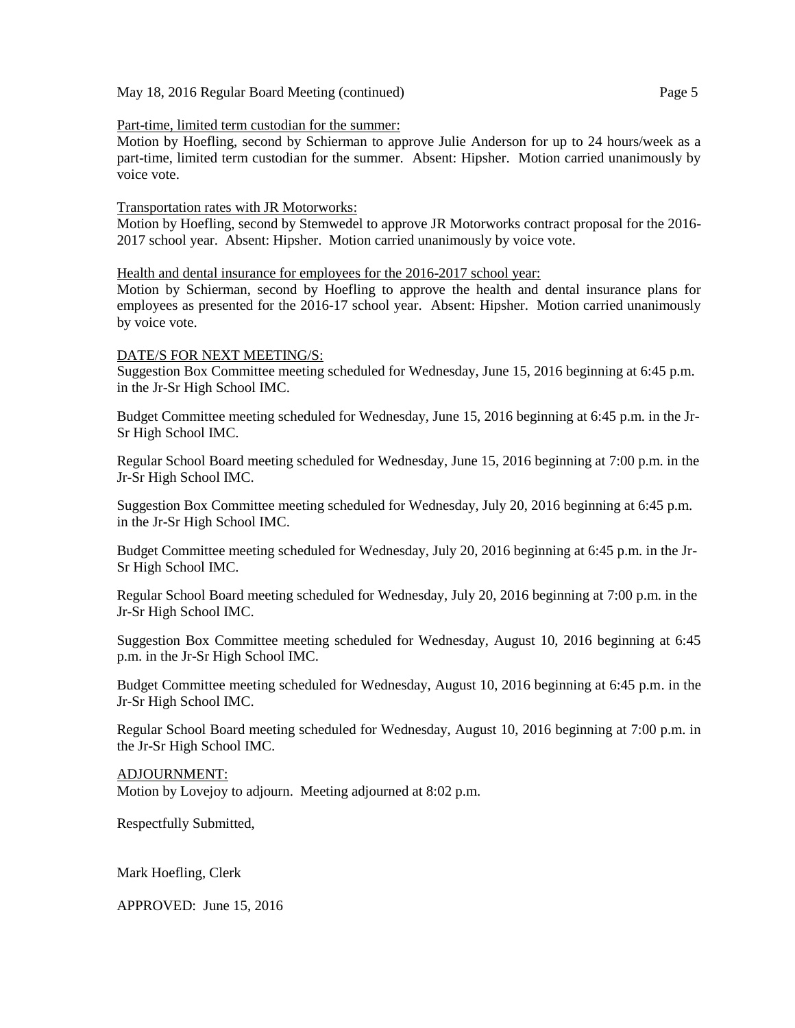Part-time, limited term custodian for the summer:
Motion by Hoefling, second by Schierman to approve Julie Anderson for up to 24 hours/week as a part-time, limited term custodian for the summer. Absent: Hipsher. Motion carried unanimously by voice vote.

Transportation rates with JR Motorworks:
Motion by Hoefling, second by Stemwedel to approve JR Motorworks contract proposal for the 2016-2017 school year. Absent: Hipsher. Motion carried unanimously by voice vote.

Health and dental insurance for employees for the 2016-2017 school year:
Motion by Schierman, second by Hoefling to approve the health and dental insurance plans for employees as presented for the 2016-17 school year. Absent: Hipsher. Motion carried unanimously by voice vote.

DATE/S FOR NEXT MEETING/S:
Suggestion Box Committee meeting scheduled for Wednesday, June 15, 2016 beginning at 6:45 p.m. in the Jr-Sr High School IMC.

Budget Committee meeting scheduled for Wednesday, June 15, 2016 beginning at 6:45 p.m. in the Jr-Sr High School IMC.

Regular School Board meeting scheduled for Wednesday, June 15, 2016 beginning at 7:00 p.m. in the Jr-Sr High School IMC.

Suggestion Box Committee meeting scheduled for Wednesday, July 20, 2016 beginning at 6:45 p.m. in the Jr-Sr High School IMC.

Budget Committee meeting scheduled for Wednesday, July 20, 2016 beginning at 6:45 p.m. in the Jr-Sr High School IMC.

Regular School Board meeting scheduled for Wednesday, July 20, 2016 beginning at 7:00 p.m. in the Jr-Sr High School IMC.

Suggestion Box Committee meeting scheduled for Wednesday, August 10, 2016 beginning at 6:45 p.m. in the Jr-Sr High School IMC.

Budget Committee meeting scheduled for Wednesday, August 10, 2016 beginning at 6:45 p.m. in the Jr-Sr High School IMC.

Regular School Board meeting scheduled for Wednesday, August 10, 2016 beginning at 7:00 p.m. in the Jr-Sr High School IMC.

ADJOURNMENT:
Motion by Lovejoy to adjourn. Meeting adjourned at 8:02 p.m.

Respectfully Submitted,

Mark Hoefling, Clerk

APPROVED: June 15, 2016